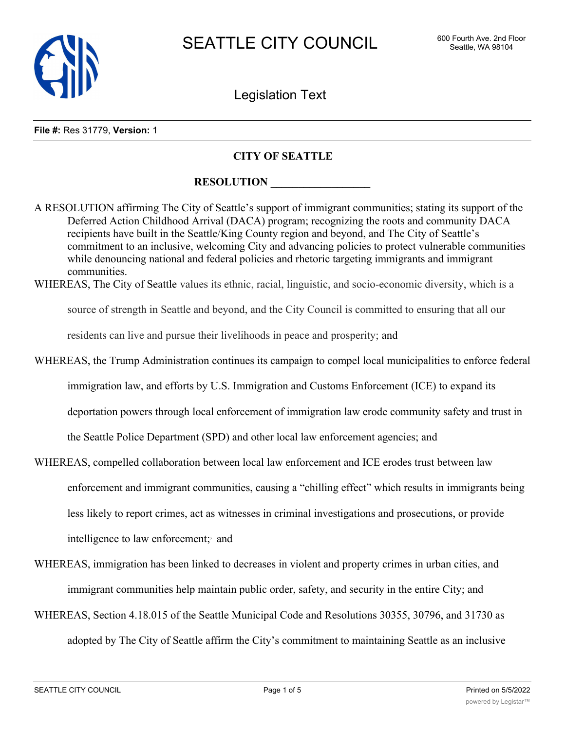File #: Res 31779, Version: 1

**CITY OF SEATTLE**

**RESOLUTION __________________**

A RESOLUTION affirming The City of Seattle's support of immigrant communities; stating its support of the Deferred Action Childhood Arrival (DACA) program; recognizing the roots and community DACA recipients have built in the Seattle/King County region and beyond, and The City of Seattle's commitment to an inclusive, welcoming City and advancing policies to protect vulnerable communities while denouncing national and federal policies and rhetoric targeting immigrants and immigrant communities.

WHEREAS, The City of Seattle values its ethnic, racial, linguistic, and socio-economic diversity, which is a source of strength in Seattle and beyond, and the City Council is committed to ensuring that all our residents can live and pursue their livelihoods in peace and prosperity; and

WHEREAS, the Trump Administration continues its campaign to compel local municipalities to enforce federal immigration law, and efforts by U.S. Immigration and Customs Enforcement (ICE) to expand its deportation powers through local enforcement of immigration law erode community safety and trust in the Seattle Police Department (SPD) and other local law enforcement agencies; and

WHEREAS, compelled collaboration between local law enforcement and ICE erodes trust between law enforcement and immigrant communities, causing a "chilling effect" which results in immigrants being less likely to report crimes, act as witnesses in criminal investigations and prosecutions, or provide intelligence to law enforcement; and

WHEREAS, immigration has been linked to decreases in violent and property crimes in urban cities, and immigrant communities help maintain public order, safety, and security in the entire City; and

WHEREAS, Section 4.18.015 of the Seattle Municipal Code and Resolutions 30355, 30796, and 31730 as adopted by The City of Seattle affirm the City's commitment to maintaining Seattle as an inclusive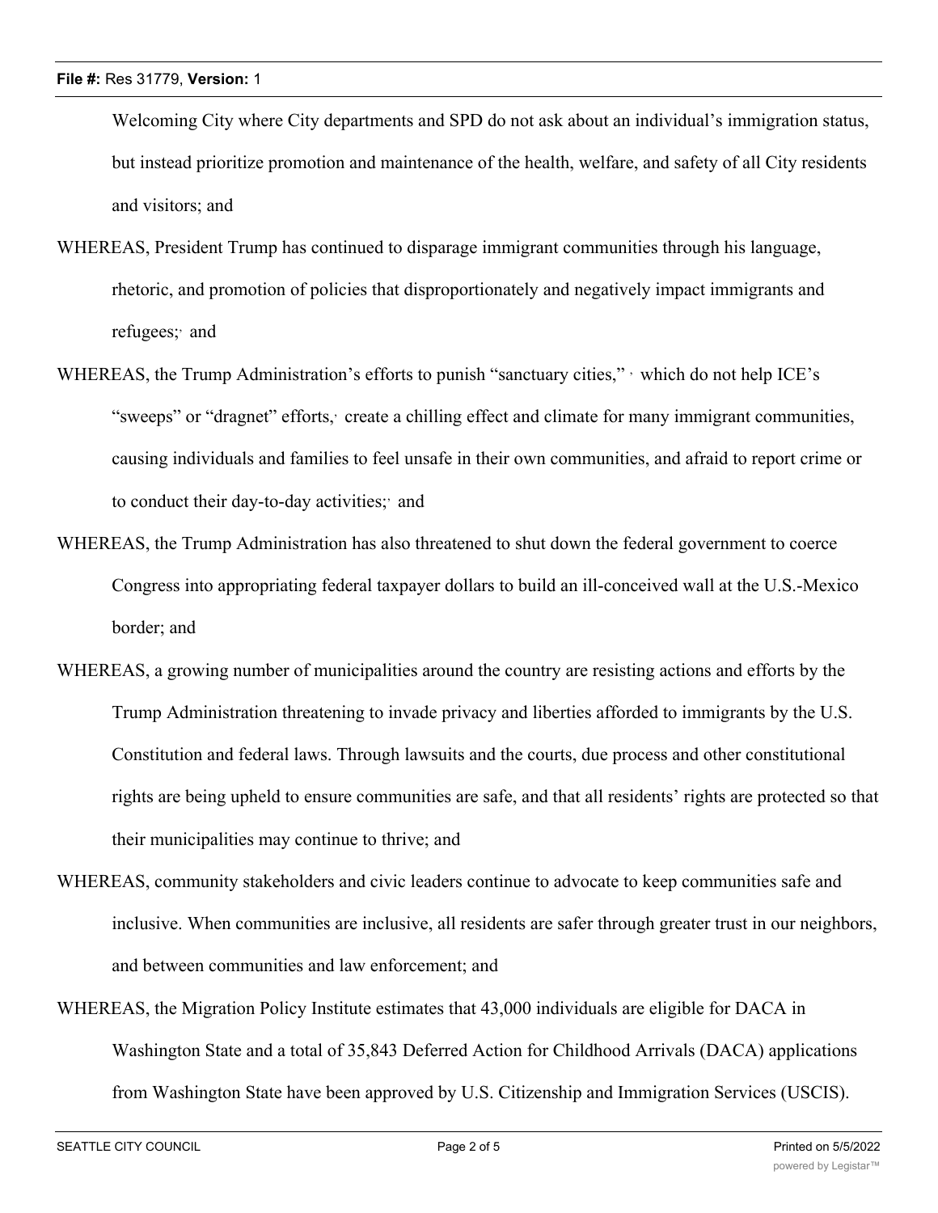Welcoming City where City departments and SPD do not ask about an individual's immigration status, but instead prioritize promotion and maintenance of the health, welfare, and safety of all City residents and visitors; and

WHEREAS, President Trump has continued to disparage immigrant communities through his language, rhetoric, and promotion of policies that disproportionately and negatively impact immigrants and refugees; and

WHEREAS, the Trump Administration's efforts to punish "sanctuary cities," which do not help ICE's "sweeps" or "dragnet" efforts, create a chilling effect and climate for many immigrant communities, causing individuals and families to feel unsafe in their own communities, and afraid to report crime or to conduct their day-to-day activities; and

WHEREAS, the Trump Administration has also threatened to shut down the federal government to coerce Congress into appropriating federal taxpayer dollars to build an ill-conceived wall at the U.S.-Mexico border; and

WHEREAS, a growing number of municipalities around the country are resisting actions and efforts by the Trump Administration threatening to invade privacy and liberties afforded to immigrants by the U.S. Constitution and federal laws. Through lawsuits and the courts, due process and other constitutional rights are being upheld to ensure communities are safe, and that all residents' rights are protected so that their municipalities may continue to thrive; and

WHEREAS, community stakeholders and civic leaders continue to advocate to keep communities safe and inclusive. When communities are inclusive, all residents are safer through greater trust in our neighbors, and between communities and law enforcement; and

WHEREAS, the Migration Policy Institute estimates that 43,000 individuals are eligible for DACA in Washington State and a total of 35,843 Deferred Action for Childhood Arrivals (DACA) applications from Washington State have been approved by U.S. Citizenship and Immigration Services (USCIS).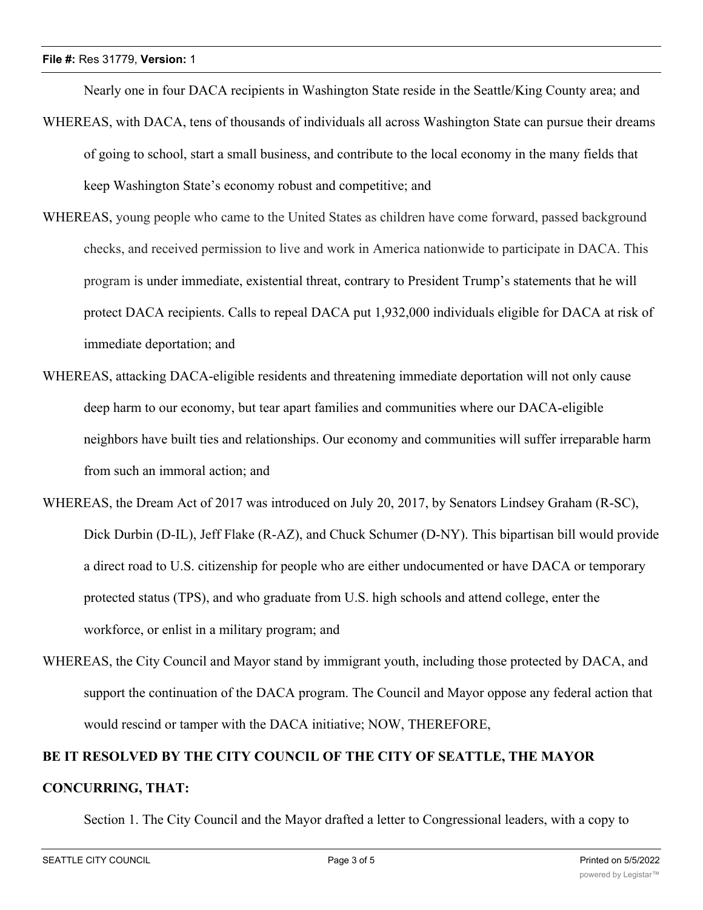Nearly one in four DACA recipients in Washington State reside in the Seattle/King County area; and

WHEREAS, with DACA, tens of thousands of individuals all across Washington State can pursue their dreams of going to school, start a small business, and contribute to the local economy in the many fields that keep Washington State's economy robust and competitive; and

WHEREAS, young people who came to the United States as children have come forward, passed background checks, and received permission to live and work in America nationwide to participate in DACA. This program is under immediate, existential threat, contrary to President Trump's statements that he will protect DACA recipients. Calls to repeal DACA put 1,932,000 individuals eligible for DACA at risk of immediate deportation; and

WHEREAS, attacking DACA-eligible residents and threatening immediate deportation will not only cause deep harm to our economy, but tear apart families and communities where our DACA-eligible neighbors have built ties and relationships. Our economy and communities will suffer irreparable harm from such an immoral action; and

WHEREAS, the Dream Act of 2017 was introduced on July 20, 2017, by Senators Lindsey Graham (R-SC), Dick Durbin (D-IL), Jeff Flake (R-AZ), and Chuck Schumer (D-NY). This bipartisan bill would provide a direct road to U.S. citizenship for people who are either undocumented or have DACA or temporary protected status (TPS), and who graduate from U.S. high schools and attend college, enter the workforce, or enlist in a military program; and

WHEREAS, the City Council and Mayor stand by immigrant youth, including those protected by DACA, and support the continuation of the DACA program. The Council and Mayor oppose any federal action that would rescind or tamper with the DACA initiative; NOW, THEREFORE,

**BE IT RESOLVED BY THE CITY COUNCIL OF THE CITY OF SEATTLE, THE MAYOR CONCURRING, THAT:**

Section 1. The City Council and the Mayor drafted a letter to Congressional leaders, with a copy to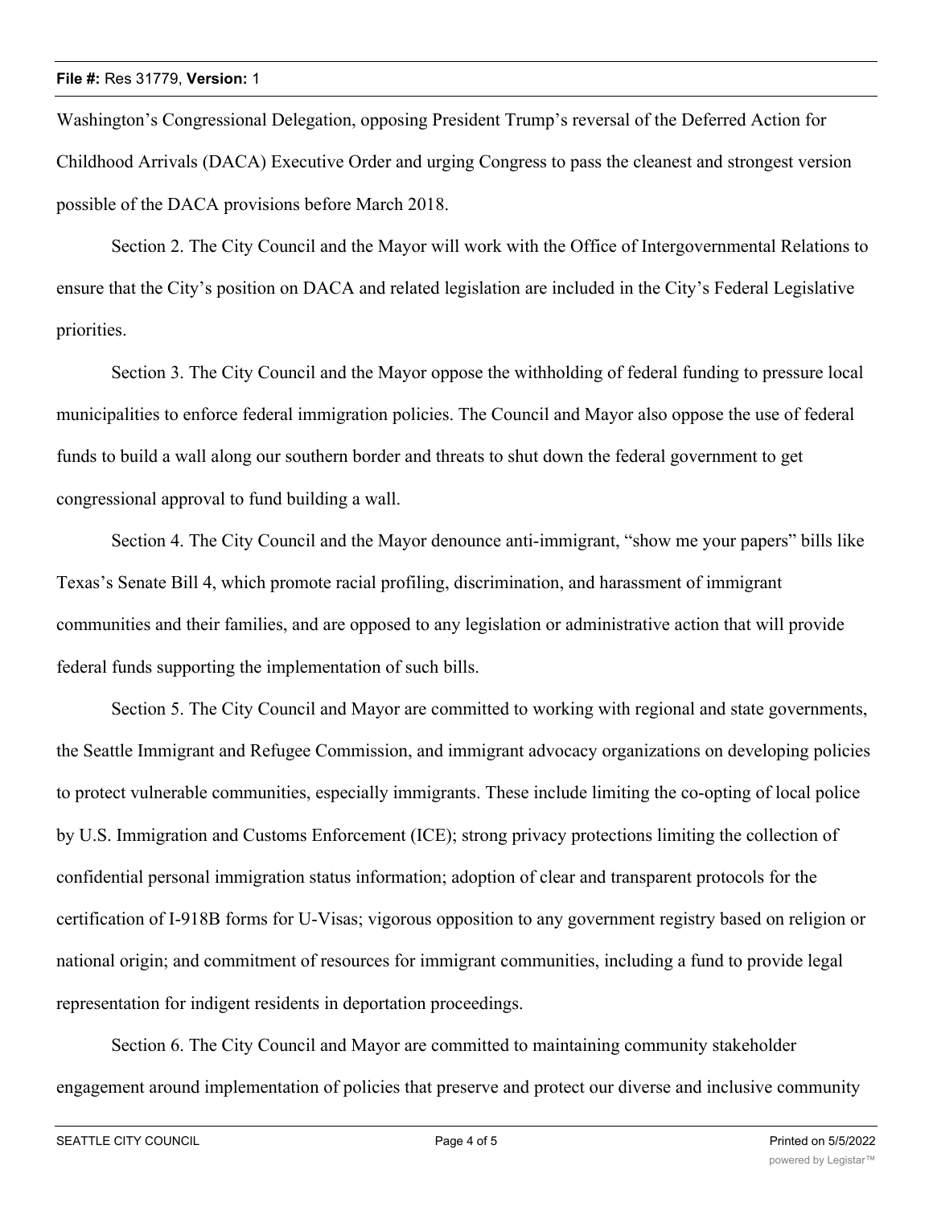Washington's Congressional Delegation, opposing President Trump's reversal of the Deferred Action for Childhood Arrivals (DACA) Executive Order and urging Congress to pass the cleanest and strongest version possible of the DACA provisions before March 2018.

Section 2. The City Council and the Mayor will work with the Office of Intergovernmental Relations to ensure that the City's position on DACA and related legislation are included in the City's Federal Legislative priorities.

Section 3. The City Council and the Mayor oppose the withholding of federal funding to pressure local municipalities to enforce federal immigration policies. The Council and Mayor also oppose the use of federal funds to build a wall along our southern border and threats to shut down the federal government to get congressional approval to fund building a wall.

Section 4. The City Council and the Mayor denounce anti-immigrant, "show me your papers" bills like Texas's Senate Bill 4, which promote racial profiling, discrimination, and harassment of immigrant communities and their families, and are opposed to any legislation or administrative action that will provide federal funds supporting the implementation of such bills.

Section 5. The City Council and Mayor are committed to working with regional and state governments, the Seattle Immigrant and Refugee Commission, and immigrant advocacy organizations on developing policies to protect vulnerable communities, especially immigrants. These include limiting the co-opting of local police by U.S. Immigration and Customs Enforcement (ICE); strong privacy protections limiting the collection of confidential personal immigration status information; adoption of clear and transparent protocols for the certification of I-918B forms for U-Visas; vigorous opposition to any government registry based on religion or national origin; and commitment of resources for immigrant communities, including a fund to provide legal representation for indigent residents in deportation proceedings.

Section 6. The City Council and Mayor are committed to maintaining community stakeholder engagement around implementation of policies that preserve and protect our diverse and inclusive community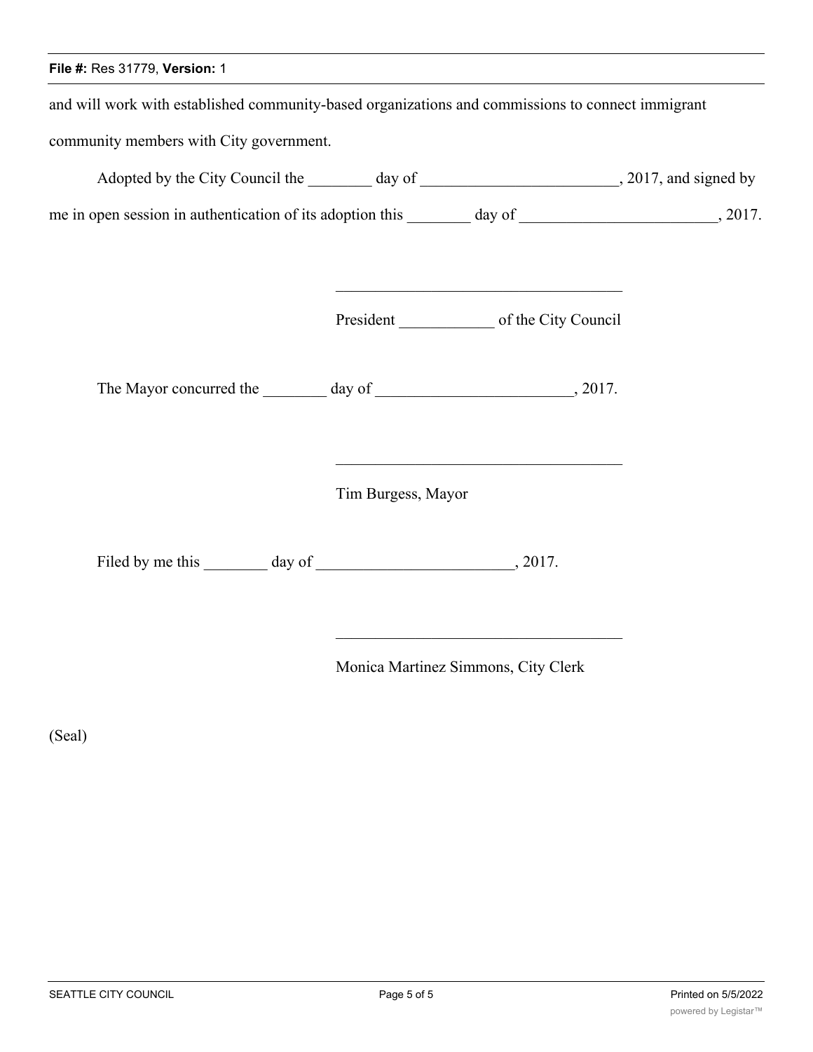and will work with established community-based organizations and commissions to connect immigrant community members with City government.

Adopted by the City Council the ________ day of _________________________, 2017, and signed by me in open session in authentication of its adoption this ________ day of _________________________, 2017.

_____________________________________

President ____________ of the City Council

The Mayor concurred the ________ day of _________________________, 2017.

_____________________________________

Tim Burgess, Mayor

Filed by me this ________ day of _________________________, 2017.

_____________________________________

Monica Martinez Simmons, City Clerk

(Seal)